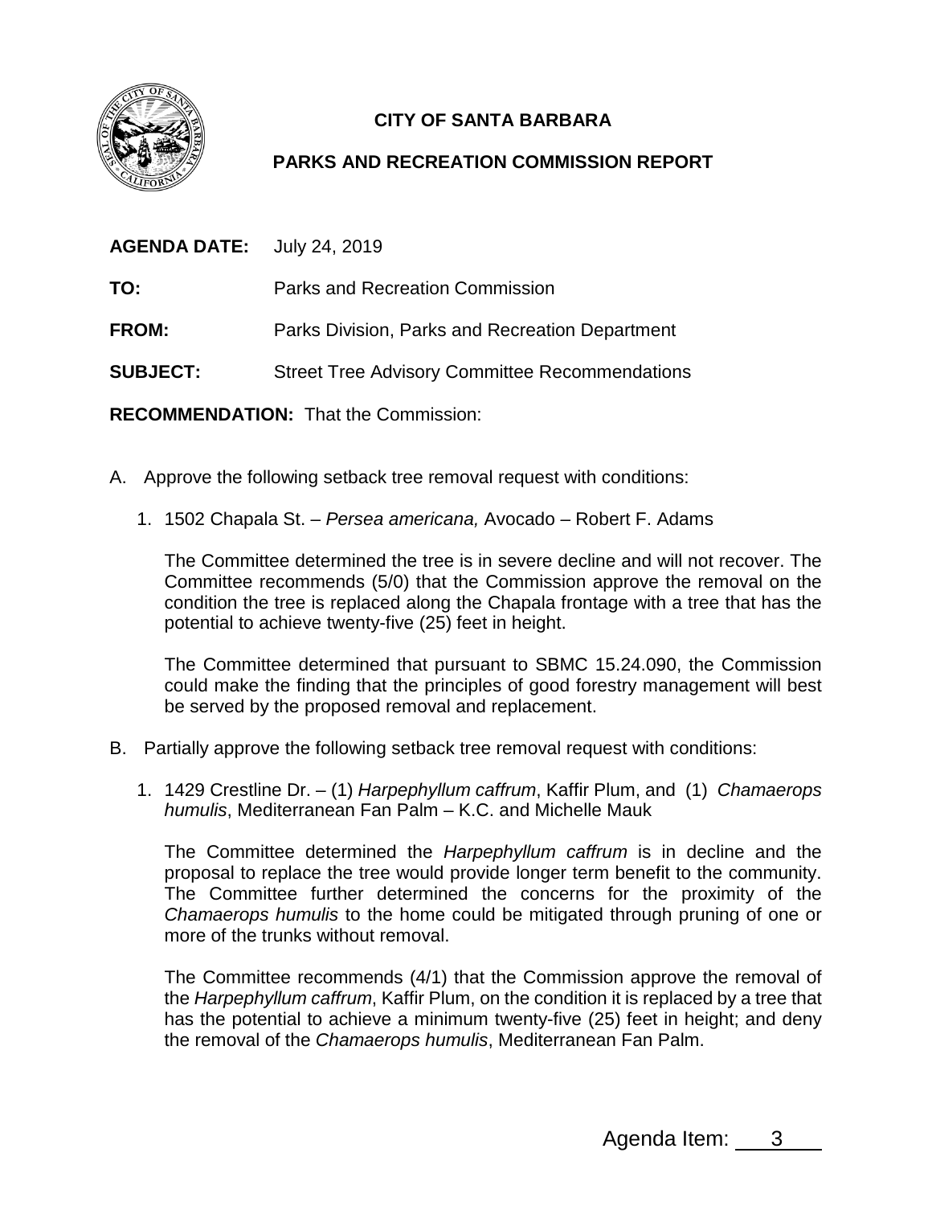**CITY OF SANTA BARBARA**

**PARKS AND RECREATION COMMISSION REPORT**

**AGENDA DATE:** July 24, 2019

**TO:** Parks and Recreation Commission

**FROM:** Parks Division, Parks and Recreation Department

**SUBJECT:** Street Tree Advisory Committee Recommendations

**RECOMMENDATION:** That the Commission:

A. Approve the following setback tree removal request with conditions:

1. 1502 Chapala St. – *Persea americana,* Avocado – Robert F. Adams

   The Committee determined the tree is in severe decline and will not recover. The Committee recommends (5/0) that the Commission approve the removal on the condition the tree is replaced along the Chapala frontage with a tree that has the potential to achieve twenty-five (25) feet in height.

   The Committee determined that pursuant to SBMC 15.24.090, the Commission could make the finding that the principles of good forestry management will best be served by the proposed removal and replacement.

B. Partially approve the following setback tree removal request with conditions:

1. 1429 Crestline Dr. – (1) *Harpephyllum caffrum*, Kaffir Plum, and (1) *Chamaerops humulis*, Mediterranean Fan Palm – K.C. and Michelle Mauk

   The Committee determined the *Harpephyllum caffrum* is in decline and the proposal to replace the tree would provide longer term benefit to the community. The Committee further determined the concerns for the proximity of the *Chamaerops humulis* to the home could be mitigated through pruning of one or more of the trunks without removal.

   The Committee recommends (4/1) that the Commission approve the removal of the *Harpephyllum caffrum*, Kaffir Plum, on the condition it is replaced by a tree that has the potential to achieve a minimum twenty-five (25) feet in height; and deny the removal of the *Chamaerops humulis*, Mediterranean Fan Palm.

Agenda Item: 3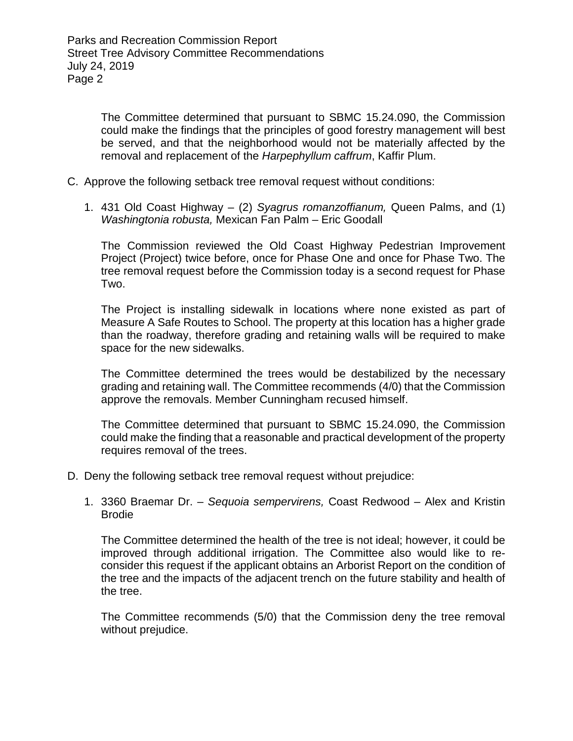The Committee determined that pursuant to SBMC 15.24.090, the Commission could make the findings that the principles of good forestry management will best be served, and that the neighborhood would not be materially affected by the removal and replacement of the *Harpephyllum caffrum*, Kaffir Plum.

C. Approve the following setback tree removal request without conditions:

   1. 431 Old Coast Highway – (2) *Syagrus romanzoffianum,* Queen Palms, and (1) *Washingtonia robusta,* Mexican Fan Palm – Eric Goodall

      The Commission reviewed the Old Coast Highway Pedestrian Improvement Project (Project) twice before, once for Phase One and once for Phase Two. The tree removal request before the Commission today is a second request for Phase Two.

      The Project is installing sidewalk in locations where none existed as part of Measure A Safe Routes to School. The property at this location has a higher grade than the roadway, therefore grading and retaining walls will be required to make space for the new sidewalks.

      The Committee determined the trees would be destabilized by the necessary grading and retaining wall. The Committee recommends (4/0) that the Commission approve the removals. Member Cunningham recused himself.

      The Committee determined that pursuant to SBMC 15.24.090, the Commission could make the finding that a reasonable and practical development of the property requires removal of the trees.

D. Deny the following setback tree removal request without prejudice:

   1. 3360 Braemar Dr. – *Sequoia sempervirens,* Coast Redwood – Alex and Kristin Brodie

      The Committee determined the health of the tree is not ideal; however, it could be improved through additional irrigation. The Committee also would like to re-consider this request if the applicant obtains an Arborist Report on the condition of the tree and the impacts of the adjacent trench on the future stability and health of the tree.

      The Committee recommends (5/0) that the Commission deny the tree removal without prejudice.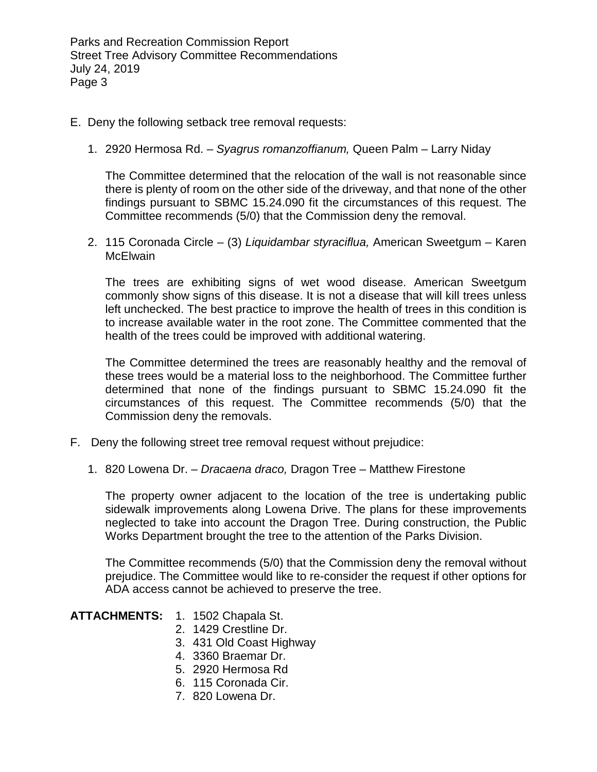E. Deny the following setback tree removal requests:

   1. 2920 Hermosa Rd. – *Syagrus romanzoffianum,* Queen Palm – Larry Niday

      The Committee determined that the relocation of the wall is not reasonable since there is plenty of room on the other side of the driveway, and that none of the other findings pursuant to SBMC 15.24.090 fit the circumstances of this request. The Committee recommends (5/0) that the Commission deny the removal.

   2. 115 Coronada Circle – (3) *Liquidambar styraciflua,* American Sweetgum – Karen McElwain

      The trees are exhibiting signs of wet wood disease. American Sweetgum commonly show signs of this disease. It is not a disease that will kill trees unless left unchecked. The best practice to improve the health of trees in this condition is to increase available water in the root zone. The Committee commented that the health of the trees could be improved with additional watering.

      The Committee determined the trees are reasonably healthy and the removal of these trees would be a material loss to the neighborhood. The Committee further determined that none of the findings pursuant to SBMC 15.24.090 fit the circumstances of this request. The Committee recommends (5/0) that the Commission deny the removals.

F. Deny the following street tree removal request without prejudice:

   1. 820 Lowena Dr. – *Dracaena draco,* Dragon Tree – Matthew Firestone

      The property owner adjacent to the location of the tree is undertaking public sidewalk improvements along Lowena Drive. The plans for these improvements neglected to take into account the Dragon Tree. During construction, the Public Works Department brought the tree to the attention of the Parks Division.

      The Committee recommends (5/0) that the Commission deny the removal without prejudice. The Committee would like to re-consider the request if other options for ADA access cannot be achieved to preserve the tree.

**ATTACHMENTS:**
1. 1502 Chapala St.
2. 1429 Crestline Dr.
3. 431 Old Coast Highway
4. 3360 Braemar Dr.
5. 2920 Hermosa Rd
6. 115 Coronada Cir.
7. 820 Lowena Dr.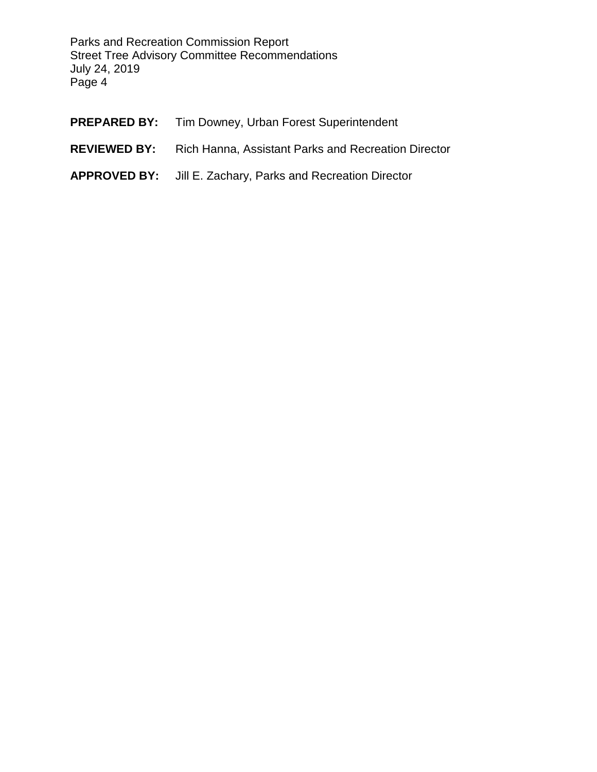**PREPARED BY:** Tim Downey, Urban Forest Superintendent

**REVIEWED BY:** Rich Hanna, Assistant Parks and Recreation Director

**APPROVED BY:** Jill E. Zachary, Parks and Recreation Director